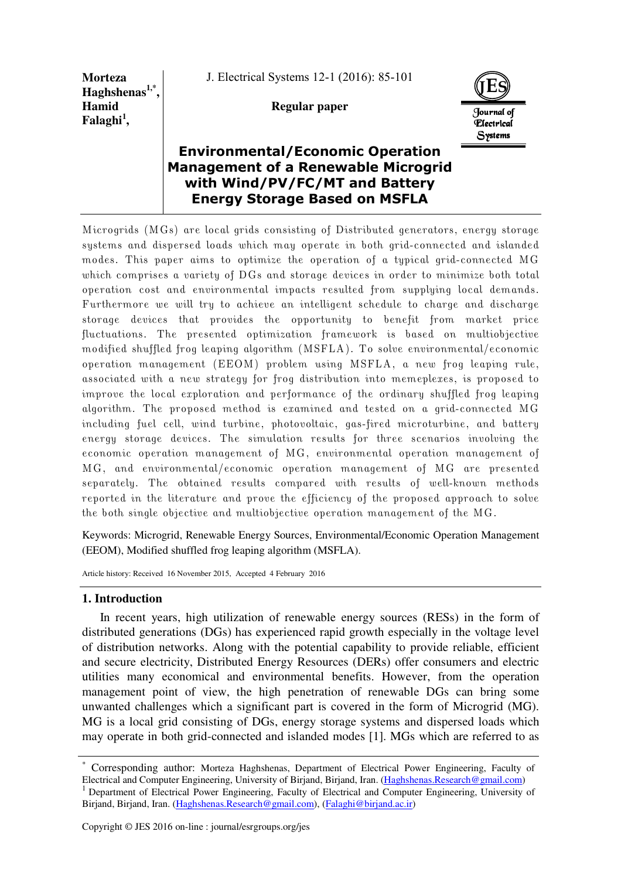**Morteza Haghshenas[1,*], Hamid Falaghi[1],**

**Regular paper**

# Environmental/Economic Operation Management of a Renewable Microgrid with Wind/PV/FC/MT and Battery Energy Storage Based on MSFLA

Microgrids (MGs) are local grids consisting of Distributed generators, energy storage systems and dispersed loads which may operate in both grid-connected and islanded modes. This paper aims to optimize the operation of a typical grid-connected MG which comprises a variety of DGs and storage devices in order to minimize both total operation cost and environmental impacts resulted from supplying local demands. Furthermore we will try to achieve an intelligent schedule to charge and discharge storage devices that provides the opportunity to benefit from market price fluctuations. The presented optimization framework is based on multiobjective modified shuffled frog leaping algorithm (MSFLA). To solve environmental/economic operation management (EEOM) problem using MSFLA, a new frog leaping rule, associated with a new strategy for frog distribution into memeplexes, is proposed to improve the local exploration and performance of the ordinary shuffled frog leaping algorithm. The proposed method is examined and tested on a grid-connected MG including fuel cell, wind turbine, photovoltaic, gas-fired microturbine, and battery energy storage devices. The simulation results for three scenarios involving the economic operation management of MG, environmental operation management of MG, and environmental/economic operation management of MG are presented separately. The obtained results compared with results of well-known methods reported in the literature and prove the efficiency of the proposed approach to solve the both single objective and multiobjective operation management of the MG.

Keywords: Microgrid, Renewable Energy Sources, Environmental/Economic Operation Management (EEOM), Modified shuffled frog leaping algorithm (MSFLA).

Article history: Received 16 November 2015, Accepted 4 February 2016

## 1. Introduction

In recent years, high utilization of renewable energy sources (RESs) in the form of distributed generations (DGs) has experienced rapid growth especially in the voltage level of distribution networks. Along with the potential capability to provide reliable, efficient and secure electricity, Distributed Energy Resources (DERs) offer consumers and electric utilities many economical and environmental benefits. However, from the operation management point of view, the high penetration of renewable DGs can bring some unwanted challenges which a significant part is covered in the form of Microgrid (MG). MG is a local grid consisting of DGs, energy storage systems and dispersed loads which may operate in both grid-connected and islanded modes [1]. MGs which are referred to as

---

[*] Corresponding author: Morteza Haghshenas, Department of Electrical Power Engineering, Faculty of Electrical and Computer Engineering, University of Birjand, Birjand, Iran. (Haghshenas.Research@gmail.com)

[1] Department of Electrical Power Engineering, Faculty of Electrical and Computer Engineering, University of Birjand, Birjand, Iran. (Haghshenas.Research@gmail.com), (Falaghi@birjand.ac.ir)

Copyright © JES 2016 on-line : journal/esrgroups.org/jes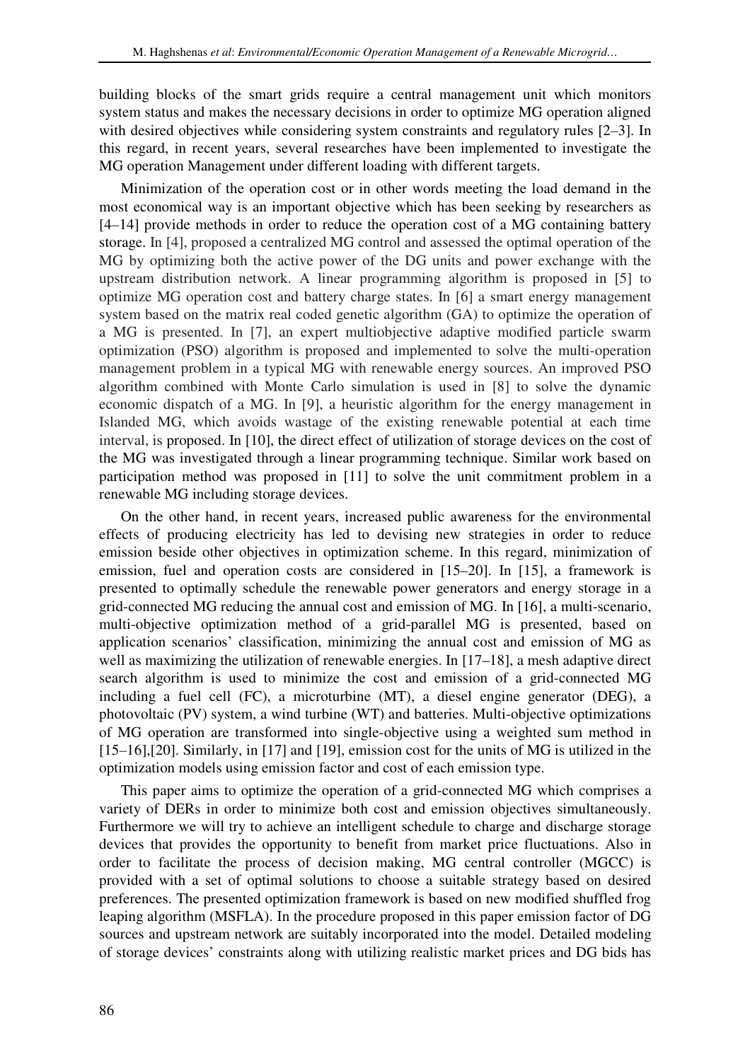building blocks of the smart grids require a central management unit which monitors system status and makes the necessary decisions in order to optimize MG operation aligned with desired objectives while considering system constraints and regulatory rules [2–3]. In this regard, in recent years, several researches have been implemented to investigate the MG operation Management under different loading with different targets.

Minimization of the operation cost or in other words meeting the load demand in the most economical way is an important objective which has been seeking by researchers as [4–14] provide methods in order to reduce the operation cost of a MG containing battery storage. In [4], proposed a centralized MG control and assessed the optimal operation of the MG by optimizing both the active power of the DG units and power exchange with the upstream distribution network. A linear programming algorithm is proposed in [5] to optimize MG operation cost and battery charge states. In [6] a smart energy management system based on the matrix real coded genetic algorithm (GA) to optimize the operation of a MG is presented. In [7], an expert multiobjective adaptive modified particle swarm optimization (PSO) algorithm is proposed and implemented to solve the multi-operation management problem in a typical MG with renewable energy sources. An improved PSO algorithm combined with Monte Carlo simulation is used in [8] to solve the dynamic economic dispatch of a MG. In [9], a heuristic algorithm for the energy management in Islanded MG, which avoids wastage of the existing renewable potential at each time interval, is proposed. In [10], the direct effect of utilization of storage devices on the cost of the MG was investigated through a linear programming technique. Similar work based on participation method was proposed in [11] to solve the unit commitment problem in a renewable MG including storage devices.

On the other hand, in recent years, increased public awareness for the environmental effects of producing electricity has led to devising new strategies in order to reduce emission beside other objectives in optimization scheme. In this regard, minimization of emission, fuel and operation costs are considered in [15–20]. In [15], a framework is presented to optimally schedule the renewable power generators and energy storage in a grid-connected MG reducing the annual cost and emission of MG. In [16], a multi-scenario, multi-objective optimization method of a grid-parallel MG is presented, based on application scenarios' classification, minimizing the annual cost and emission of MG as well as maximizing the utilization of renewable energies. In [17–18], a mesh adaptive direct search algorithm is used to minimize the cost and emission of a grid-connected MG including a fuel cell (FC), a microturbine (MT), a diesel engine generator (DEG), a photovoltaic (PV) system, a wind turbine (WT) and batteries. Multi-objective optimizations of MG operation are transformed into single-objective using a weighted sum method in [15–16],[20]. Similarly, in [17] and [19], emission cost for the units of MG is utilized in the optimization models using emission factor and cost of each emission type.

This paper aims to optimize the operation of a grid-connected MG which comprises a variety of DERs in order to minimize both cost and emission objectives simultaneously. Furthermore we will try to achieve an intelligent schedule to charge and discharge storage devices that provides the opportunity to benefit from market price fluctuations. Also in order to facilitate the process of decision making, MG central controller (MGCC) is provided with a set of optimal solutions to choose a suitable strategy based on desired preferences. The presented optimization framework is based on new modified shuffled frog leaping algorithm (MSFLA). In the procedure proposed in this paper emission factor of DG sources and upstream network are suitably incorporated into the model. Detailed modeling of storage devices' constraints along with utilizing realistic market prices and DG bids has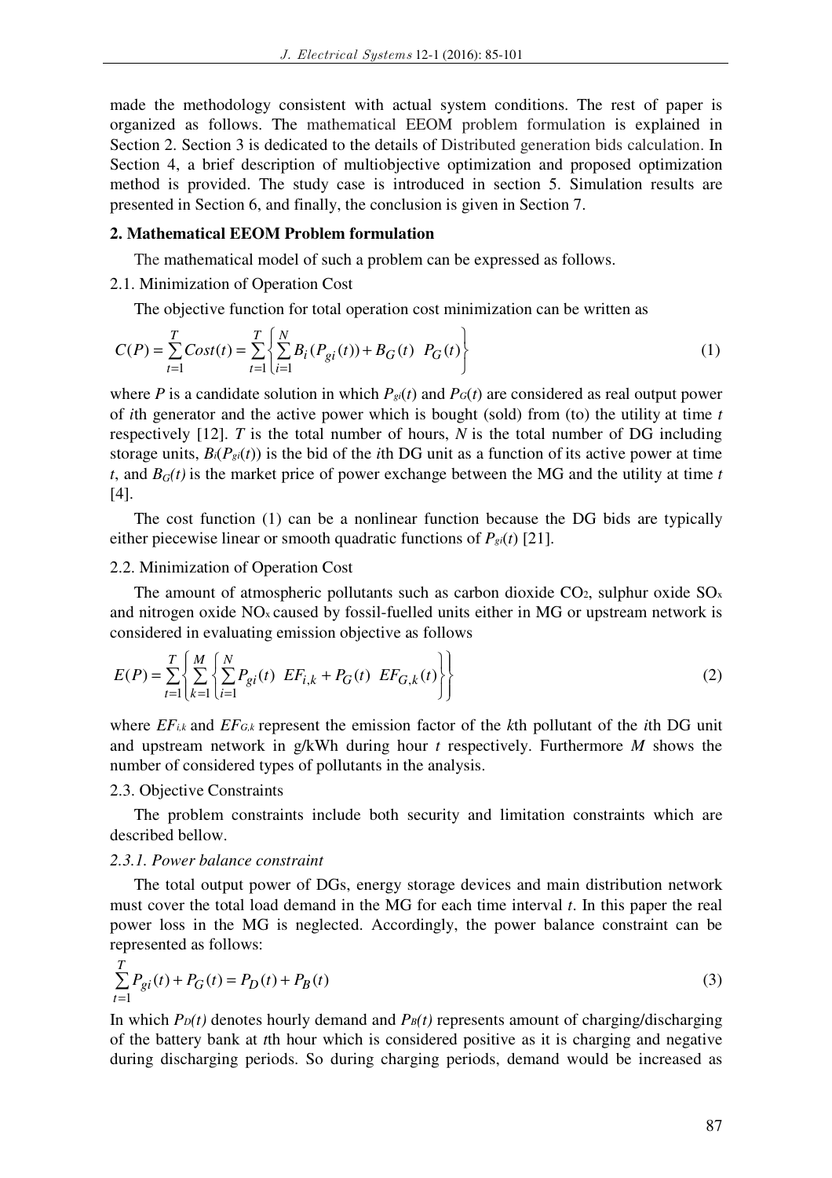made the methodology consistent with actual system conditions. The rest of paper is organized as follows. The mathematical EEOM problem formulation is explained in Section 2. Section 3 is dedicated to the details of Distributed generation bids calculation. In Section 4, a brief description of multiobjective optimization and proposed optimization method is provided. The study case is introduced in section 5. Simulation results are presented in Section 6, and finally, the conclusion is given in Section 7.

## 2. Mathematical EEOM Problem formulation

The mathematical model of such a problem can be expressed as follows.

2.1. Minimization of Operation Cost

The objective function for total operation cost minimization can be written as

$$C(P) = \sum_{t=1}^{T} Cost(t) = \sum_{t=1}^{T} \left\{ \sum_{i=1}^{N} B_i(P_{gi}(t)) + B_G(t) \;\; P_G(t) \right\} \tag{1}$$

where $P$ is a candidate solution in which $P_{gi}(t)$ and $P_G(t)$ are considered as real output power of $i$th generator and the active power which is bought (sold) from (to) the utility at time $t$ respectively [12]. $T$ is the total number of hours, $N$ is the total number of DG including storage units, $B_i(P_{gi}(t))$ is the bid of the $i$th DG unit as a function of its active power at time $t$, and $B_G(t)$ is the market price of power exchange between the MG and the utility at time $t$ [4].

The cost function (1) can be a nonlinear function because the DG bids are typically either piecewise linear or smooth quadratic functions of $P_{gi}(t)$ [21].

2.2. Minimization of Operation Cost

The amount of atmospheric pollutants such as carbon dioxide $CO_2$, sulphur oxide $SO_x$ and nitrogen oxide $NO_x$ caused by fossil-fuelled units either in MG or upstream network is considered in evaluating emission objective as follows

$$E(P) = \sum_{t=1}^{T} \left\{ \sum_{k=1}^{M} \left\{ \sum_{i=1}^{N} P_{gi}(t) \;\; EF_{i,k} + P_G(t) \;\; EF_{G,k}(t) \right\} \right\} \tag{2}$$

where $EF_{i,k}$ and $EF_{G,k}$ represent the emission factor of the $k$th pollutant of the $i$th DG unit and upstream network in g/kWh during hour $t$ respectively. Furthermore $M$ shows the number of considered types of pollutants in the analysis.

2.3. Objective Constraints

The problem constraints include both security and limitation constraints which are described bellow.

*2.3.1. Power balance constraint*

The total output power of DGs, energy storage devices and main distribution network must cover the total load demand in the MG for each time interval $t$. In this paper the real power loss in the MG is neglected. Accordingly, the power balance constraint can be represented as follows:

$$\sum_{t=1}^{T} P_{gi}(t) + P_G(t) = P_D(t) + P_B(t) \tag{3}$$

In which $P_D(t)$ denotes hourly demand and $P_B(t)$ represents amount of charging/discharging of the battery bank at $t$th hour which is considered positive as it is charging and negative during discharging periods. So during charging periods, demand would be increased as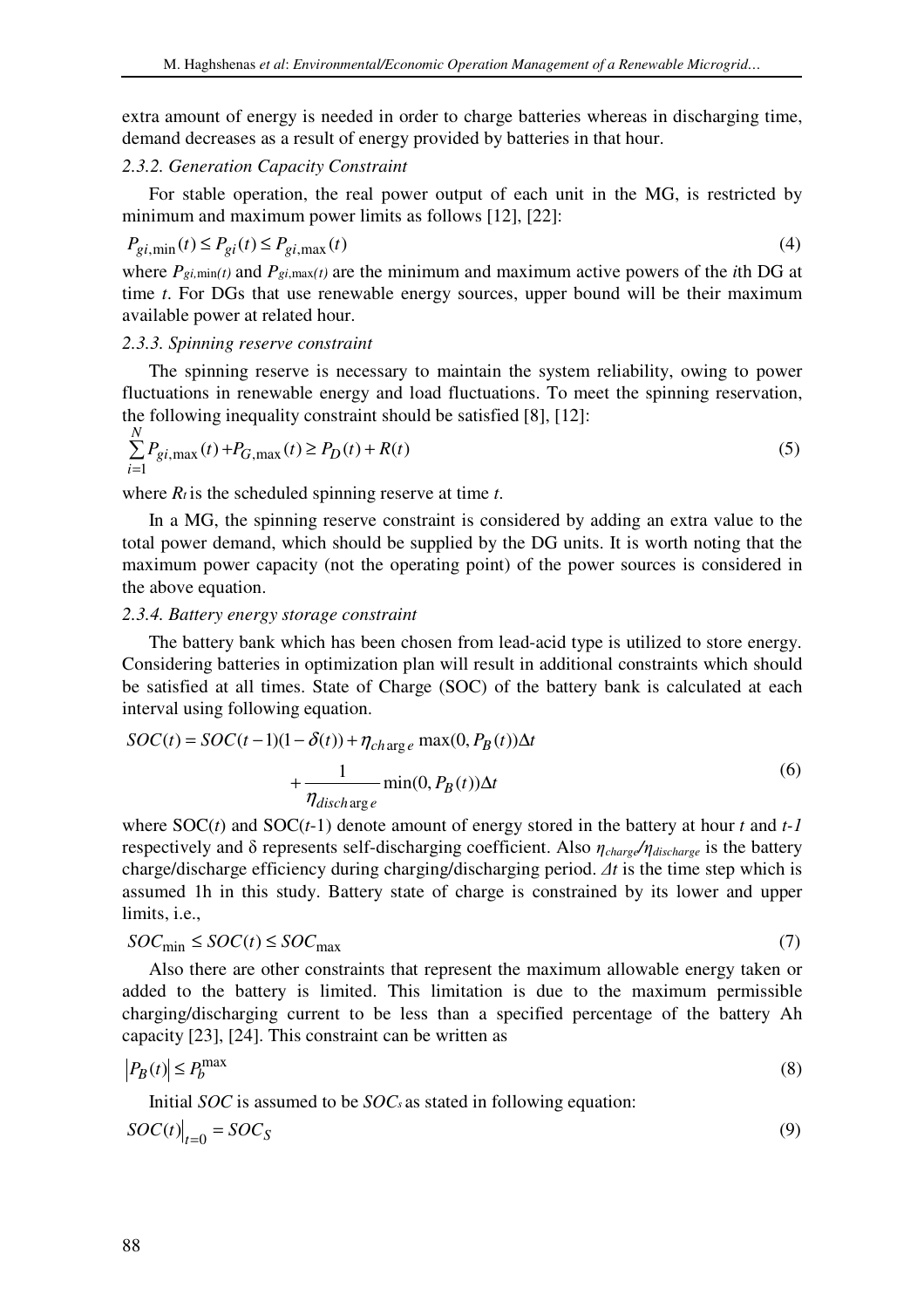extra amount of energy is needed in order to charge batteries whereas in discharging time, demand decreases as a result of energy provided by batteries in that hour.

### 2.3.2. Generation Capacity Constraint

For stable operation, the real power output of each unit in the MG, is restricted by minimum and maximum power limits as follows [12], [22]:

$$P_{gi,\min}(t) \le P_{gi}(t) \le P_{gi,\max}(t) \tag{4}$$

where $P_{gi,\min}(t)$ and $P_{gi,\max}(t)$ are the minimum and maximum active powers of the *i*th DG at time *t*. For DGs that use renewable energy sources, upper bound will be their maximum available power at related hour.

### 2.3.3. Spinning reserve constraint

The spinning reserve is necessary to maintain the system reliability, owing to power fluctuations in renewable energy and load fluctuations. To meet the spinning reservation, the following inequality constraint should be satisfied [8], [12]:

$$\sum_{i=1}^{N} P_{gi,\max}(t) + P_{G,\max}(t) \ge P_D(t) + R(t) \tag{5}$$

where $R_t$ is the scheduled spinning reserve at time *t*.

In a MG, the spinning reserve constraint is considered by adding an extra value to the total power demand, which should be supplied by the DG units. It is worth noting that the maximum power capacity (not the operating point) of the power sources is considered in the above equation.

### 2.3.4. Battery energy storage constraint

The battery bank which has been chosen from lead-acid type is utilized to store energy. Considering batteries in optimization plan will result in additional constraints which should be satisfied at all times. State of Charge (SOC) of the battery bank is calculated at each interval using following equation.

$$SOC(t) = SOC(t-1)(1-\delta(t)) + \eta_{charge}\max(0, P_B(t))\Delta t + \frac{1}{\eta_{discharge}}\min(0, P_B(t))\Delta t \tag{6}$$

where SOC(*t*) and SOC(*t*-1) denote amount of energy stored in the battery at hour *t* and *t-1* respectively and δ represents self-discharging coefficient. Also $\eta_{charge}/\eta_{discharge}$ is the battery charge/discharge efficiency during charging/discharging period. $\Delta t$ is the time step which is assumed 1h in this study. Battery state of charge is constrained by its lower and upper limits, i.e.,

$$SOC_{\min} \le SOC(t) \le SOC_{\max} \tag{7}$$

Also there are other constraints that represent the maximum allowable energy taken or added to the battery is limited. This limitation is due to the maximum permissible charging/discharging current to be less than a specified percentage of the battery Ah capacity [23], [24]. This constraint can be written as

$$\left|P_B(t)\right| \le P_b^{\max} \tag{8}$$

Initial *SOC* is assumed to be $SOC_s$ as stated in following equation:

$$SOC(t)\big|_{t=0} = SOC_S \tag{9}$$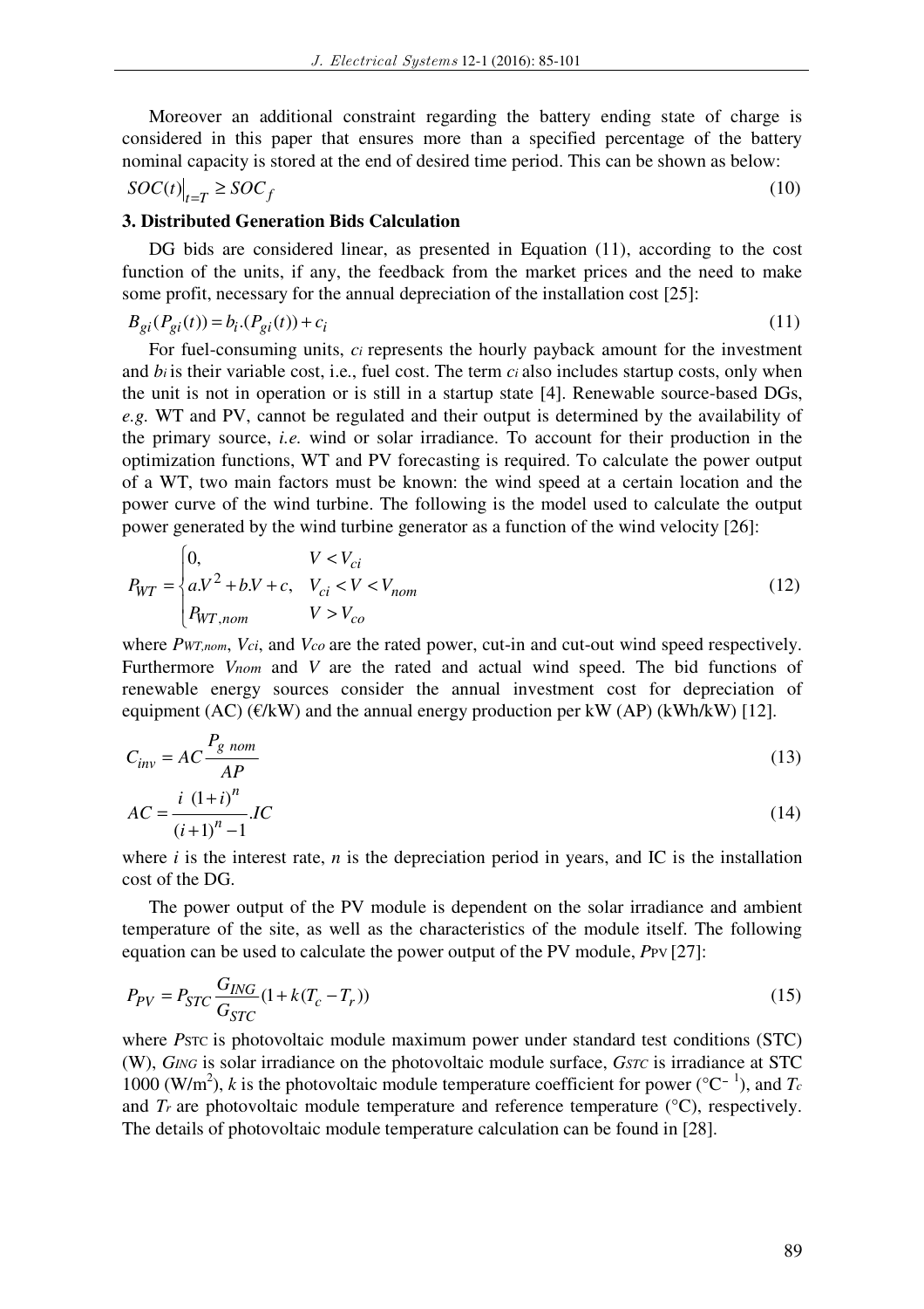Moreover an additional constraint regarding the battery ending state of charge is considered in this paper that ensures more than a specified percentage of the battery nominal capacity is stored at the end of desired time period. This can be shown as below:

$$SOC(t)\big|_{t=T} \geq SOC_f \tag{10}$$

## 3. Distributed Generation Bids Calculation

DG bids are considered linear, as presented in Equation (11), according to the cost function of the units, if any, the feedback from the market prices and the need to make some profit, necessary for the annual depreciation of the installation cost [25]:

$$B_{gi}(P_{gi}(t)) = b_i.(P_{gi}(t)) + c_i \tag{11}$$

For fuel-consuming units, $c_i$ represents the hourly payback amount for the investment and $b_i$ is their variable cost, i.e., fuel cost. The term $c_i$ also includes startup costs, only when the unit is not in operation or is still in a startup state [4]. Renewable source-based DGs, *e.g.* WT and PV, cannot be regulated and their output is determined by the availability of the primary source, *i.e.* wind or solar irradiance. To account for their production in the optimization functions, WT and PV forecasting is required. To calculate the power output of a WT, two main factors must be known: the wind speed at a certain location and the power curve of the wind turbine. The following is the model used to calculate the output power generated by the wind turbine generator as a function of the wind velocity [26]:

$$P_{WT} = \begin{cases} 0, & V < V_{ci} \\ a.V^2 + b.V + c, & V_{ci} < V < V_{nom} \\ P_{WT,nom} & V > V_{co} \end{cases} \tag{12}$$

where $P_{WT,nom}$, $V_{ci}$, and $V_{co}$ are the rated power, cut-in and cut-out wind speed respectively. Furthermore $V_{nom}$ and $V$ are the rated and actual wind speed. The bid functions of renewable energy sources consider the annual investment cost for depreciation of equipment (AC) (€/kW) and the annual energy production per kW (AP) (kWh/kW) [12].

$$C_{inv} = AC\frac{P_{g\ nom}}{AP} \tag{13}$$

$$AC = \frac{i\ (1+i)^n}{(i+1)^n - 1}.IC \tag{14}$$

where $i$ is the interest rate, $n$ is the depreciation period in years, and IC is the installation cost of the DG.

The power output of the PV module is dependent on the solar irradiance and ambient temperature of the site, as well as the characteristics of the module itself. The following equation can be used to calculate the power output of the PV module, $P_{PV}$ [27]:

$$P_{PV} = P_{STC}\frac{G_{ING}}{G_{STC}}(1 + k(T_c - T_r)) \tag{15}$$

where $P_{STC}$ is photovoltaic module maximum power under standard test conditions (STC) (W), $G_{ING}$ is solar irradiance on the photovoltaic module surface, $G_{STC}$ is irradiance at STC 1000 (W/m$^2$), $k$ is the photovoltaic module temperature coefficient for power (°C$^{-1}$), and $T_c$ and $T_r$ are photovoltaic module temperature and reference temperature (°C), respectively. The details of photovoltaic module temperature calculation can be found in [28].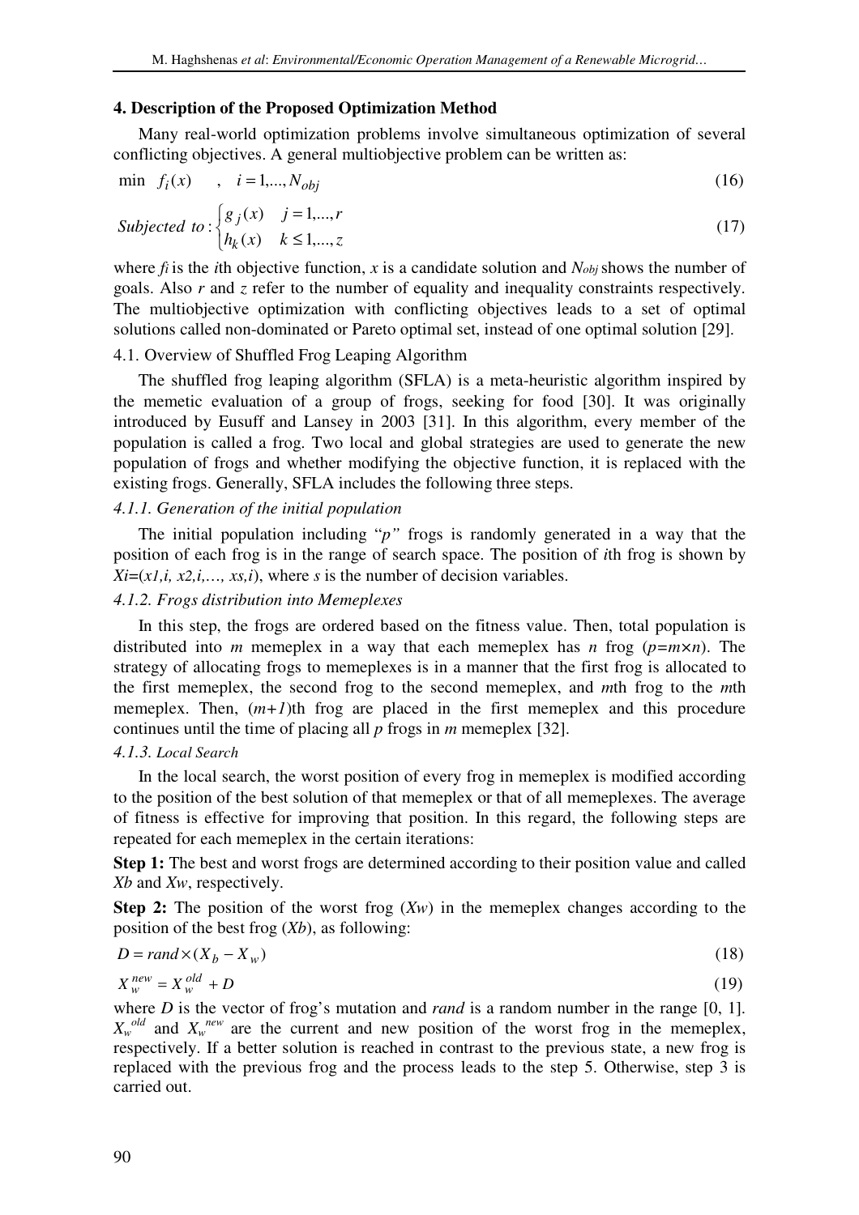## 4. Description of the Proposed Optimization Method

Many real-world optimization problems involve simultaneous optimization of several conflicting objectives. A general multiobjective problem can be written as:

$$\min \quad f_i(x) \quad , \quad i = 1,...,N_{obj} \tag{16}$$

$$Subjected\ to: \begin{cases} g_j(x) & j = 1,...,r \\ h_k(x) & k \leq 1,...,z \end{cases} \tag{17}$$

where $f_i$ is the $i$th objective function, $x$ is a candidate solution and $N_{obj}$ shows the number of goals. Also $r$ and $z$ refer to the number of equality and inequality constraints respectively. The multiobjective optimization with conflicting objectives leads to a set of optimal solutions called non-dominated or Pareto optimal set, instead of one optimal solution [29].

### 4.1. Overview of Shuffled Frog Leaping Algorithm

The shuffled frog leaping algorithm (SFLA) is a meta-heuristic algorithm inspired by the memetic evaluation of a group of frogs, seeking for food [30]. It was originally introduced by Eusuff and Lansey in 2003 [31]. In this algorithm, every member of the population is called a frog. Two local and global strategies are used to generate the new population of frogs and whether modifying the objective function, it is replaced with the existing frogs. Generally, SFLA includes the following three steps.

#### *4.1.1. Generation of the initial population*

The initial population including "*p*" frogs is randomly generated in a way that the position of each frog is in the range of search space. The position of *i*th frog is shown by $X_i=(x_{1,i}, x_{2,i},…, x_{s,i})$, where *s* is the number of decision variables.

#### *4.1.2. Frogs distribution into Memeplexes*

In this step, the frogs are ordered based on the fitness value. Then, total population is distributed into *m* memeplex in a way that each memeplex has *n* frog ($p=m\times n$). The strategy of allocating frogs to memeplexes is in a manner that the first frog is allocated to the first memeplex, the second frog to the second memeplex, and *m*th frog to the *m*th memeplex. Then, $(m+1)$th frog are placed in the first memeplex and this procedure continues until the time of placing all *p* frogs in *m* memeplex [32].

#### *4.1.3. Local Search*

In the local search, the worst position of every frog in memeplex is modified according to the position of the best solution of that memeplex or that of all memeplexes. The average of fitness is effective for improving that position. In this regard, the following steps are repeated for each memeplex in the certain iterations:

**Step 1:** The best and worst frogs are determined according to their position value and called $X_b$ and $X_w$, respectively.

**Step 2:** The position of the worst frog ($X_w$) in the memeplex changes according to the position of the best frog ($X_b$), as following:

$$D = rand \times (X_b - X_w) \tag{18}$$

$$X_w^{new} = X_w^{old} + D \tag{19}$$

where *D* is the vector of frog's mutation and *rand* is a random number in the range [0, 1]. $X_w^{old}$ and $X_w^{new}$ are the current and new position of the worst frog in the memeplex, respectively. If a better solution is reached in contrast to the previous state, a new frog is replaced with the previous frog and the process leads to the step 5. Otherwise, step 3 is carried out.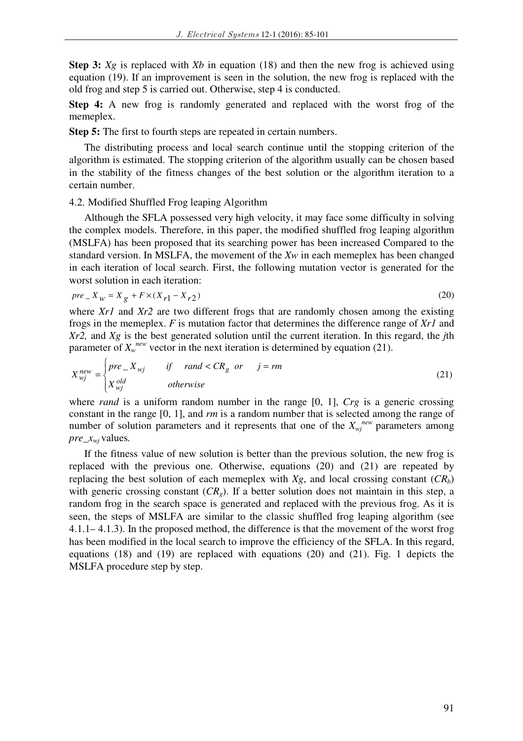**Step 3:** *Xg* is replaced with *Xb* in equation (18) and then the new frog is achieved using equation (19). If an improvement is seen in the solution, the new frog is replaced with the old frog and step 5 is carried out. Otherwise, step 4 is conducted.

**Step 4:** A new frog is randomly generated and replaced with the worst frog of the memeplex.

**Step 5:** The first to fourth steps are repeated in certain numbers.

The distributing process and local search continue until the stopping criterion of the algorithm is estimated. The stopping criterion of the algorithm usually can be chosen based in the stability of the fitness changes of the best solution or the algorithm iteration to a certain number.

4.2. Modified Shuffled Frog leaping Algorithm

Although the SFLA possessed very high velocity, it may face some difficulty in solving the complex models. Therefore, in this paper, the modified shuffled frog leaping algorithm (MSLFA) has been proposed that its searching power has been increased Compared to the standard version. In MSLFA, the movement of the *Xw* in each memeplex has been changed in each iteration of local search. First, the following mutation vector is generated for the worst solution in each iteration:

$$pre\_X_W = X_g + F \times (X_{r1} - X_{r2}) \tag{20}$$

where *Xr1* and *Xr2* are two different frogs that are randomly chosen among the existing frogs in the memeplex. *F* is mutation factor that determines the difference range of *Xr1* and *Xr2,* and *Xg* is the best generated solution until the current iteration. In this regard, the *j*th parameter of $X_w^{new}$ vector in the next iteration is determined by equation (21).

$$X_{wj}^{new} = \begin{cases} pre\_X_{wj} & if \quad rand < CR_g \;\; or \quad j = rm \\ X_{wj}^{old} & otherwise \end{cases} \tag{21}$$

where *rand* is a uniform random number in the range [0, 1], *Crg* is a generic crossing constant in the range [0, 1], and *rm* is a random number that is selected among the range of number of solution parameters and it represents that one of the $X_{wj}^{new}$ parameters among $pre\_x_{wj}$ values.

If the fitness value of new solution is better than the previous solution, the new frog is replaced with the previous one. Otherwise, equations (20) and (21) are repeated by replacing the best solution of each memeplex with *Xg*, and local crossing constant ($CR_b$) with generic crossing constant ($CR_g$). If a better solution does not maintain in this step, a random frog in the search space is generated and replaced with the previous frog. As it is seen, the steps of MSLFA are similar to the classic shuffled frog leaping algorithm (see 4.1.1– 4.1.3). In the proposed method, the difference is that the movement of the worst frog has been modified in the local search to improve the efficiency of the SFLA. In this regard, equations (18) and (19) are replaced with equations (20) and (21). Fig. 1 depicts the MSLFA procedure step by step.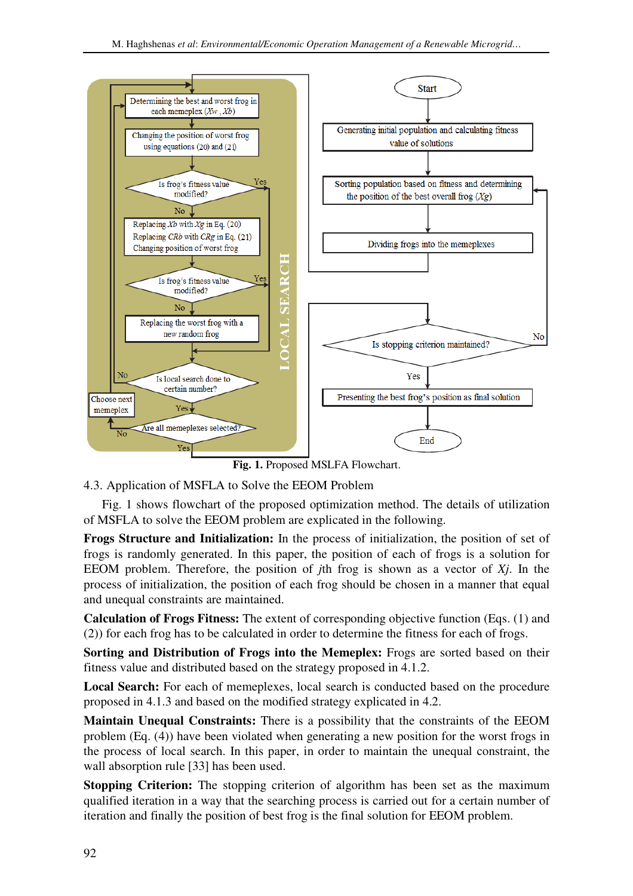Fig. 1. Proposed MSLFA Flowchart.

4.3. Application of MSFLA to Solve the EEOM Problem

Fig. 1 shows flowchart of the proposed optimization method. The details of utilization of MSFLA to solve the EEOM problem are explicated in the following.

**Frogs Structure and Initialization:** In the process of initialization, the position of set of frogs is randomly generated. In this paper, the position of each of frogs is a solution for EEOM problem. Therefore, the position of *j*th frog is shown as a vector of *Xj*. In the process of initialization, the position of each frog should be chosen in a manner that equal and unequal constraints are maintained.

**Calculation of Frogs Fitness:** The extent of corresponding objective function (Eqs. (1) and (2)) for each frog has to be calculated in order to determine the fitness for each of frogs.

**Sorting and Distribution of Frogs into the Memeplex:** Frogs are sorted based on their fitness value and distributed based on the strategy proposed in 4.1.2.

**Local Search:** For each of memeplexes, local search is conducted based on the procedure proposed in 4.1.3 and based on the modified strategy explicated in 4.2.

**Maintain Unequal Constraints:** There is a possibility that the constraints of the EEOM problem (Eq. (4)) have been violated when generating a new position for the worst frogs in the process of local search. In this paper, in order to maintain the unequal constraint, the wall absorption rule [33] has been used.

**Stopping Criterion:** The stopping criterion of algorithm has been set as the maximum qualified iteration in a way that the searching process is carried out for a certain number of iteration and finally the position of best frog is the final solution for EEOM problem.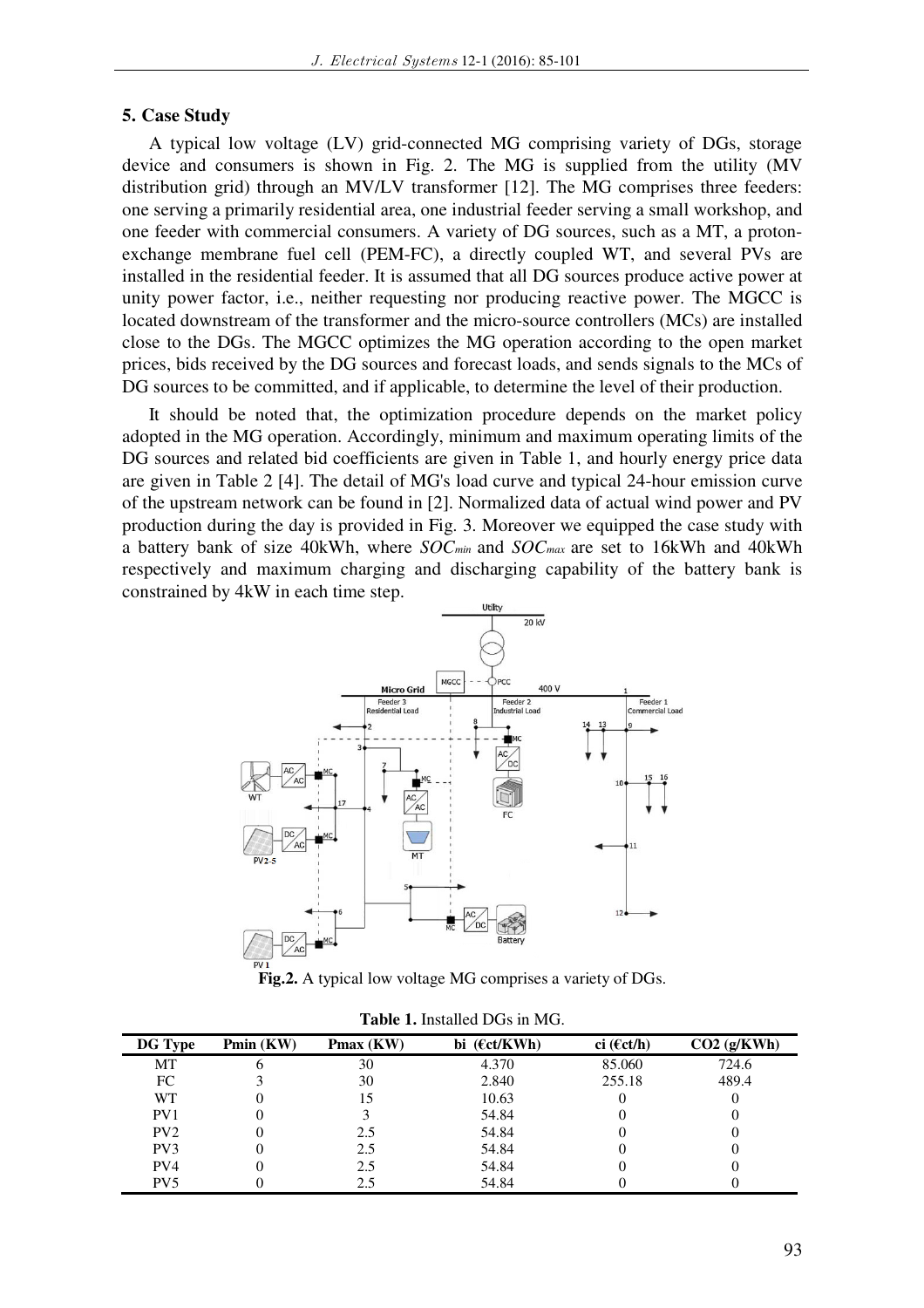## 5. Case Study

A typical low voltage (LV) grid-connected MG comprising variety of DGs, storage device and consumers is shown in Fig. 2. The MG is supplied from the utility (MV distribution grid) through an MV/LV transformer [12]. The MG comprises three feeders: one serving a primarily residential area, one industrial feeder serving a small workshop, and one feeder with commercial consumers. A variety of DG sources, such as a MT, a proton-exchange membrane fuel cell (PEM-FC), a directly coupled WT, and several PVs are installed in the residential feeder. It is assumed that all DG sources produce active power at unity power factor, i.e., neither requesting nor producing reactive power. The MGCC is located downstream of the transformer and the micro-source controllers (MCs) are installed close to the DGs. The MGCC optimizes the MG operation according to the open market prices, bids received by the DG sources and forecast loads, and sends signals to the MCs of DG sources to be committed, and if applicable, to determine the level of their production.

It should be noted that, the optimization procedure depends on the market policy adopted in the MG operation. Accordingly, minimum and maximum operating limits of the DG sources and related bid coefficients are given in Table 1, and hourly energy price data are given in Table 2 [4]. The detail of MG's load curve and typical 24-hour emission curve of the upstream network can be found in [2]. Normalized data of actual wind power and PV production during the day is provided in Fig. 3. Moreover we equipped the case study with a battery bank of size 40kWh, where $SOC_{min}$ and $SOC_{max}$ are set to 16kWh and 40kWh respectively and maximum charging and discharging capability of the battery bank is constrained by 4kW in each time step.

**Fig.2.** A typical low voltage MG comprises a variety of DGs.

**Table 1.** Installed DGs in MG.

| DG Type | Pmin (KW) | Pmax (KW) | bi (€ct/KWh) | ci (€ct/h) | $CO_2$ (g/KWh) |
|---|---|---|---|---|---|
| MT | 6 | 30 | 4.370 | 85.060 | 724.6 |
| FC | 3 | 30 | 2.840 | 255.18 | 489.4 |
| WT | 0 | 15 | 10.63 | 0 | 0 |
| PV1 | 0 | 3 | 54.84 | 0 | 0 |
| PV2 | 0 | 2.5 | 54.84 | 0 | 0 |
| PV3 | 0 | 2.5 | 54.84 | 0 | 0 |
| PV4 | 0 | 2.5 | 54.84 | 0 | 0 |
| PV5 | 0 | 2.5 | 54.84 | 0 | 0 |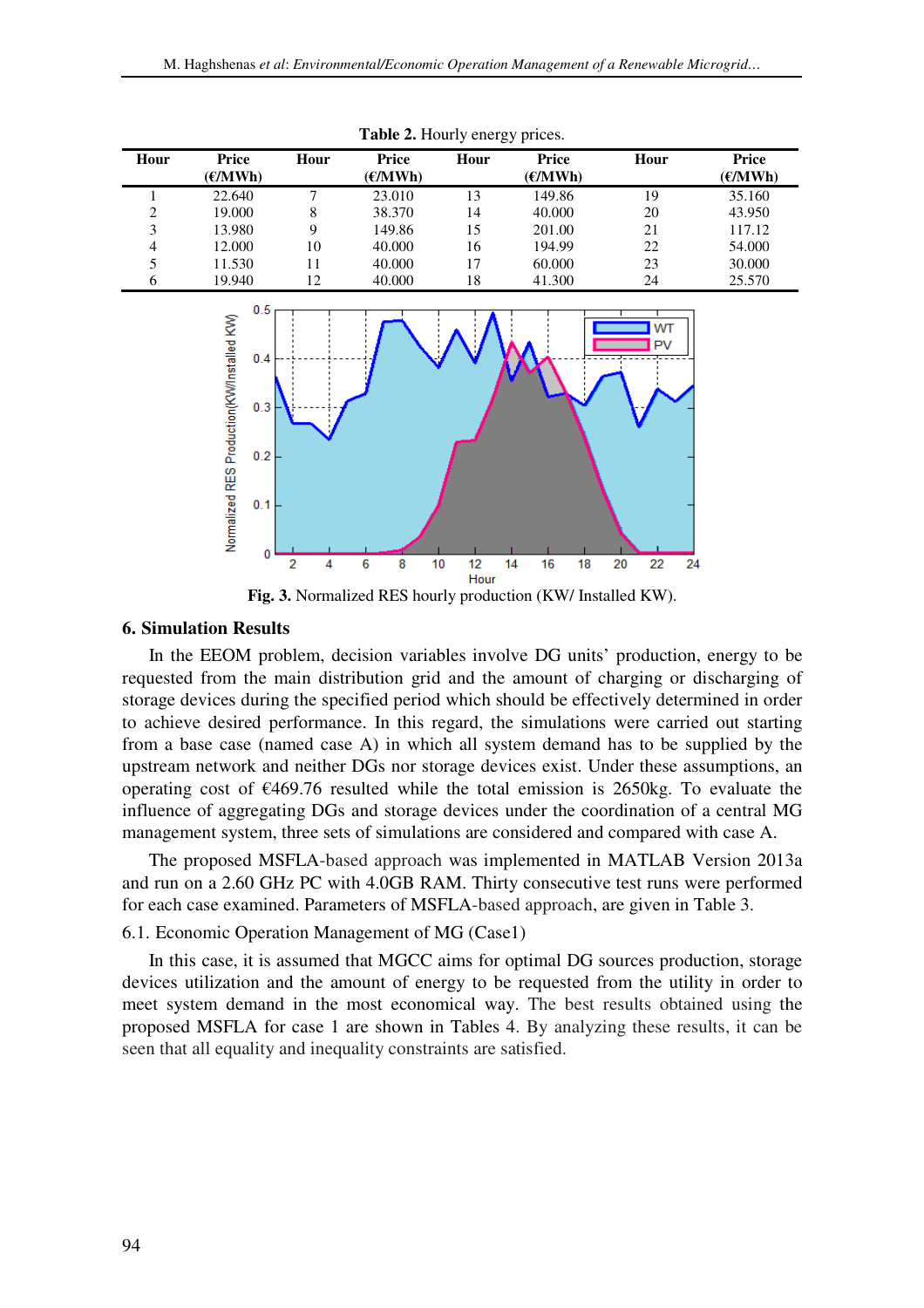**Table 2.** Hourly energy prices.

| Hour | Price (€/MWh) | Hour | Price (€/MWh) | Hour | Price (€/MWh) | Hour | Price (€/MWh) |
|---|---|---|---|---|---|---|---|
| 1 | 22.640 | 7 | 23.010 | 13 | 149.86 | 19 | 35.160 |
| 2 | 19.000 | 8 | 38.370 | 14 | 40.000 | 20 | 43.950 |
| 3 | 13.980 | 9 | 149.86 | 15 | 201.00 | 21 | 117.12 |
| 4 | 12.000 | 10 | 40.000 | 16 | 194.99 | 22 | 54.000 |
| 5 | 11.530 | 11 | 40.000 | 17 | 60.000 | 23 | 30.000 |
| 6 | 19.940 | 12 | 40.000 | 18 | 41.300 | 24 | 25.570 |

**Fig. 3.** Normalized RES hourly production (KW/ Installed KW).

## 6. Simulation Results

In the EEOM problem, decision variables involve DG units' production, energy to be requested from the main distribution grid and the amount of charging or discharging of storage devices during the specified period which should be effectively determined in order to achieve desired performance. In this regard, the simulations were carried out starting from a base case (named case A) in which all system demand has to be supplied by the upstream network and neither DGs nor storage devices exist. Under these assumptions, an operating cost of €469.76 resulted while the total emission is 2650kg. To evaluate the influence of aggregating DGs and storage devices under the coordination of a central MG management system, three sets of simulations are considered and compared with case A.

The proposed MSFLA-based approach was implemented in MATLAB Version 2013a and run on a 2.60 GHz PC with 4.0GB RAM. Thirty consecutive test runs were performed for each case examined. Parameters of MSFLA-based approach, are given in Table 3.

### 6.1. Economic Operation Management of MG (Case1)

In this case, it is assumed that MGCC aims for optimal DG sources production, storage devices utilization and the amount of energy to be requested from the utility in order to meet system demand in the most economical way. The best results obtained using the proposed MSFLA for case 1 are shown in Tables 4. By analyzing these results, it can be seen that all equality and inequality constraints are satisfied.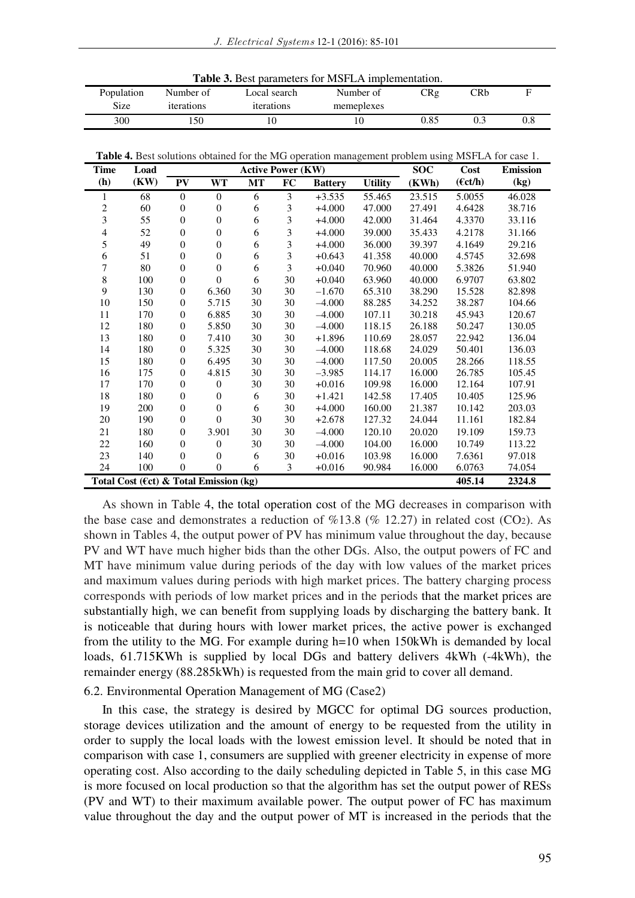**Table 3.** Best parameters for MSFLA implementation.

| Population Size | Number of iterations | Local search iterations | Number of memeplexes | CRg | CRb | F |
|---|---|---|---|---|---|---|
| 300 | 150 | 10 | 10 | 0.85 | 0.3 | 0.8 |

**Table 4.** Best solutions obtained for the MG operation management problem using MSFLA for case 1.

| Time (h) | Load (KW) | Active Power (KW) | | | | | | SOC (KWh) | Cost (€ct/h) | Emission (kg) |
|---|---|---|---|---|---|---|---|---|---|---|
| | | PV | WT | MT | FC | Battery | Utility | | | |
| 1 | 68 | 0 | 0 | 6 | 3 | +3.535 | 55.465 | 23.515 | 5.0055 | 46.028 |
| 2 | 60 | 0 | 0 | 6 | 3 | +4.000 | 47.000 | 27.491 | 4.6428 | 38.716 |
| 3 | 55 | 0 | 0 | 6 | 3 | +4.000 | 42.000 | 31.464 | 4.3370 | 33.116 |
| 4 | 52 | 0 | 0 | 6 | 3 | +4.000 | 39.000 | 35.433 | 4.2178 | 31.166 |
| 5 | 49 | 0 | 0 | 6 | 3 | +4.000 | 36.000 | 39.397 | 4.1649 | 29.216 |
| 6 | 51 | 0 | 0 | 6 | 3 | +0.643 | 41.358 | 40.000 | 4.5745 | 32.698 |
| 7 | 80 | 0 | 0 | 6 | 3 | +0.040 | 70.960 | 40.000 | 5.3826 | 51.940 |
| 8 | 100 | 0 | 0 | 6 | 30 | +0.040 | 63.960 | 40.000 | 6.9707 | 63.802 |
| 9 | 130 | 0 | 6.360 | 30 | 30 | –1.670 | 65.310 | 38.290 | 15.528 | 82.898 |
| 10 | 150 | 0 | 5.715 | 30 | 30 | –4.000 | 88.285 | 34.252 | 38.287 | 104.66 |
| 11 | 170 | 0 | 6.885 | 30 | 30 | –4.000 | 107.11 | 30.218 | 45.943 | 120.67 |
| 12 | 180 | 0 | 5.850 | 30 | 30 | –4.000 | 118.15 | 26.188 | 50.247 | 130.05 |
| 13 | 180 | 0 | 7.410 | 30 | 30 | +1.896 | 110.69 | 28.057 | 22.942 | 136.04 |
| 14 | 180 | 0 | 5.325 | 30 | 30 | –4.000 | 118.68 | 24.029 | 50.401 | 136.03 |
| 15 | 180 | 0 | 6.495 | 30 | 30 | –4.000 | 117.50 | 20.005 | 28.266 | 118.55 |
| 16 | 175 | 0 | 4.815 | 30 | 30 | –3.985 | 114.17 | 16.000 | 26.785 | 105.45 |
| 17 | 170 | 0 | 0 | 30 | 30 | +0.016 | 109.98 | 16.000 | 12.164 | 107.91 |
| 18 | 180 | 0 | 0 | 6 | 30 | +1.421 | 142.58 | 17.405 | 10.405 | 125.96 |
| 19 | 200 | 0 | 0 | 6 | 30 | +4.000 | 160.00 | 21.387 | 10.142 | 203.03 |
| 20 | 190 | 0 | 0 | 30 | 30 | +2.678 | 127.32 | 24.044 | 11.161 | 182.84 |
| 21 | 180 | 0 | 3.901 | 30 | 30 | –4.000 | 120.10 | 20.020 | 19.109 | 159.73 |
| 22 | 160 | 0 | 0 | 30 | 30 | –4.000 | 104.00 | 16.000 | 10.749 | 113.22 |
| 23 | 140 | 0 | 0 | 6 | 30 | +0.016 | 103.98 | 16.000 | 7.6361 | 97.018 |
| 24 | 100 | 0 | 0 | 6 | 3 | +0.016 | 90.984 | 16.000 | 6.0763 | 74.054 |
| **Total Cost (€ct) & Total Emission (kg)** | | | | | | | | | **405.14** | **2324.8** |

As shown in Table 4, the total operation cost of the MG decreases in comparison with the base case and demonstrates a reduction of %13.8 (% 12.27) in related cost ($CO_2$). As shown in Tables 4, the output power of PV has minimum value throughout the day, because PV and WT have much higher bids than the other DGs. Also, the output powers of FC and MT have minimum value during periods of the day with low values of the market prices and maximum values during periods with high market prices. The battery charging process corresponds with periods of low market prices and in the periods that the market prices are substantially high, we can benefit from supplying loads by discharging the battery bank. It is noticeable that during hours with lower market prices, the active power is exchanged from the utility to the MG. For example during h=10 when 150kWh is demanded by local loads, 61.715KWh is supplied by local DGs and battery delivers 4kWh (-4kWh), the remainder energy (88.285kWh) is requested from the main grid to cover all demand.

### 6.2. Environmental Operation Management of MG (Case2)

In this case, the strategy is desired by MGCC for optimal DG sources production, storage devices utilization and the amount of energy to be requested from the utility in order to supply the local loads with the lowest emission level. It should be noted that in comparison with case 1, consumers are supplied with greener electricity in expense of more operating cost. Also according to the daily scheduling depicted in Table 5, in this case MG is more focused on local production so that the algorithm has set the output power of RESs (PV and WT) to their maximum available power. The output power of FC has maximum value throughout the day and the output power of MT is increased in the periods that the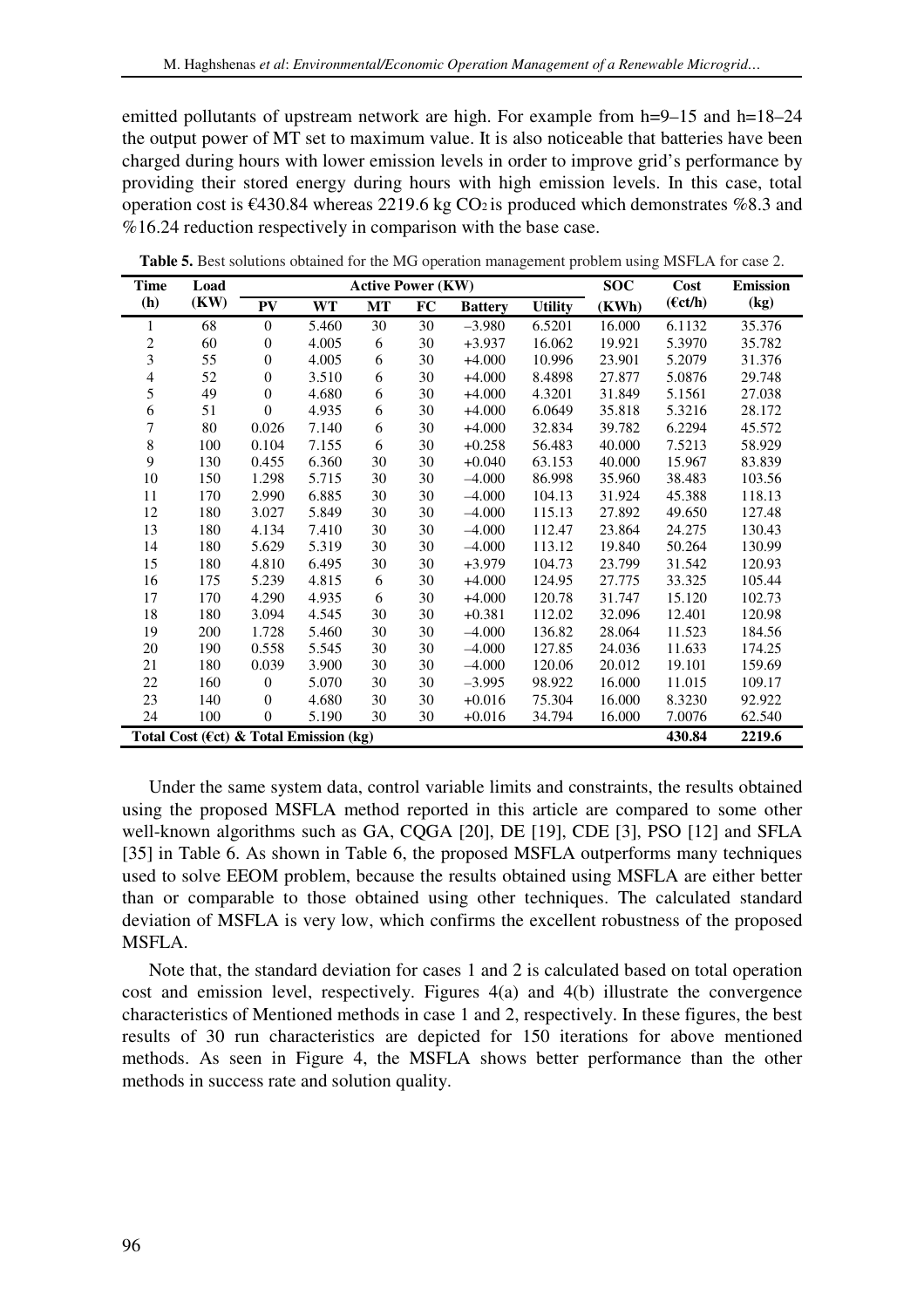emitted pollutants of upstream network are high. For example from h=9–15 and h=18–24 the output power of MT set to maximum value. It is also noticeable that batteries have been charged during hours with lower emission levels in order to improve grid's performance by providing their stored energy during hours with high emission levels. In this case, total operation cost is €430.84 whereas 2219.6 kg $CO_2$ is produced which demonstrates %8.3 and %16.24 reduction respectively in comparison with the base case.

**Table 5.** Best solutions obtained for the MG operation management problem using MSFLA for case 2.

| Time (h) | Load (KW) | Active Power (KW) | | | | | | SOC (KWh) | Cost (€ct/h) | Emission (kg) |
|---|---|---|---|---|---|---|---|---|---|---|
| | | PV | WT | MT | FC | Battery | Utility | | | |
| 1 | 68 | 0 | 5.460 | 30 | 30 | –3.980 | 6.5201 | 16.000 | 6.1132 | 35.376 |
| 2 | 60 | 0 | 4.005 | 6 | 30 | +3.937 | 16.062 | 19.921 | 5.3970 | 35.782 |
| 3 | 55 | 0 | 4.005 | 6 | 30 | +4.000 | 10.996 | 23.901 | 5.2079 | 31.376 |
| 4 | 52 | 0 | 3.510 | 6 | 30 | +4.000 | 8.4898 | 27.877 | 5.0876 | 29.748 |
| 5 | 49 | 0 | 4.680 | 6 | 30 | +4.000 | 4.3201 | 31.849 | 5.1561 | 27.038 |
| 6 | 51 | 0 | 4.935 | 6 | 30 | +4.000 | 6.0649 | 35.818 | 5.3216 | 28.172 |
| 7 | 80 | 0.026 | 7.140 | 6 | 30 | +4.000 | 32.834 | 39.782 | 6.2294 | 45.572 |
| 8 | 100 | 0.104 | 7.155 | 6 | 30 | +0.258 | 56.483 | 40.000 | 7.5213 | 58.929 |
| 9 | 130 | 0.455 | 6.360 | 30 | 30 | +0.040 | 63.153 | 40.000 | 15.967 | 83.839 |
| 10 | 150 | 1.298 | 5.715 | 30 | 30 | –4.000 | 86.998 | 35.960 | 38.483 | 103.56 |
| 11 | 170 | 2.990 | 6.885 | 30 | 30 | –4.000 | 104.13 | 31.924 | 45.388 | 118.13 |
| 12 | 180 | 3.027 | 5.849 | 30 | 30 | –4.000 | 115.13 | 27.892 | 49.650 | 127.48 |
| 13 | 180 | 4.134 | 7.410 | 30 | 30 | –4.000 | 112.47 | 23.864 | 24.275 | 130.43 |
| 14 | 180 | 5.629 | 5.319 | 30 | 30 | –4.000 | 113.12 | 19.840 | 50.264 | 130.99 |
| 15 | 180 | 4.810 | 6.495 | 30 | 30 | +3.979 | 104.73 | 23.799 | 31.542 | 120.93 |
| 16 | 175 | 5.239 | 4.815 | 6 | 30 | +4.000 | 124.95 | 27.775 | 33.325 | 105.44 |
| 17 | 170 | 4.290 | 4.935 | 6 | 30 | +4.000 | 120.78 | 31.747 | 15.120 | 102.73 |
| 18 | 180 | 3.094 | 4.545 | 30 | 30 | +0.381 | 112.02 | 32.096 | 12.401 | 120.98 |
| 19 | 200 | 1.728 | 5.460 | 30 | 30 | –4.000 | 136.82 | 28.064 | 11.523 | 184.56 |
| 20 | 190 | 0.558 | 5.545 | 30 | 30 | –4.000 | 127.85 | 24.036 | 11.633 | 174.25 |
| 21 | 180 | 0.039 | 3.900 | 30 | 30 | –4.000 | 120.06 | 20.012 | 19.101 | 159.69 |
| 22 | 160 | 0 | 5.070 | 30 | 30 | –3.995 | 98.922 | 16.000 | 11.015 | 109.17 |
| 23 | 140 | 0 | 4.680 | 30 | 30 | +0.016 | 75.304 | 16.000 | 8.3230 | 92.922 |
| 24 | 100 | 0 | 5.190 | 30 | 30 | +0.016 | 34.794 | 16.000 | 7.0076 | 62.540 |
| **Total Cost (€ct) & Total Emission (kg)** | | | | | | | | | **430.84** | **2219.6** |

Under the same system data, control variable limits and constraints, the results obtained using the proposed MSFLA method reported in this article are compared to some other well-known algorithms such as GA, CQGA [20], DE [19], CDE [3], PSO [12] and SFLA [35] in Table 6. As shown in Table 6, the proposed MSFLA outperforms many techniques used to solve EEOM problem, because the results obtained using MSFLA are either better than or comparable to those obtained using other techniques. The calculated standard deviation of MSFLA is very low, which confirms the excellent robustness of the proposed MSFLA.

Note that, the standard deviation for cases 1 and 2 is calculated based on total operation cost and emission level, respectively. Figures 4(a) and 4(b) illustrate the convergence characteristics of Mentioned methods in case 1 and 2, respectively. In these figures, the best results of 30 run characteristics are depicted for 150 iterations for above mentioned methods. As seen in Figure 4, the MSFLA shows better performance than the other methods in success rate and solution quality.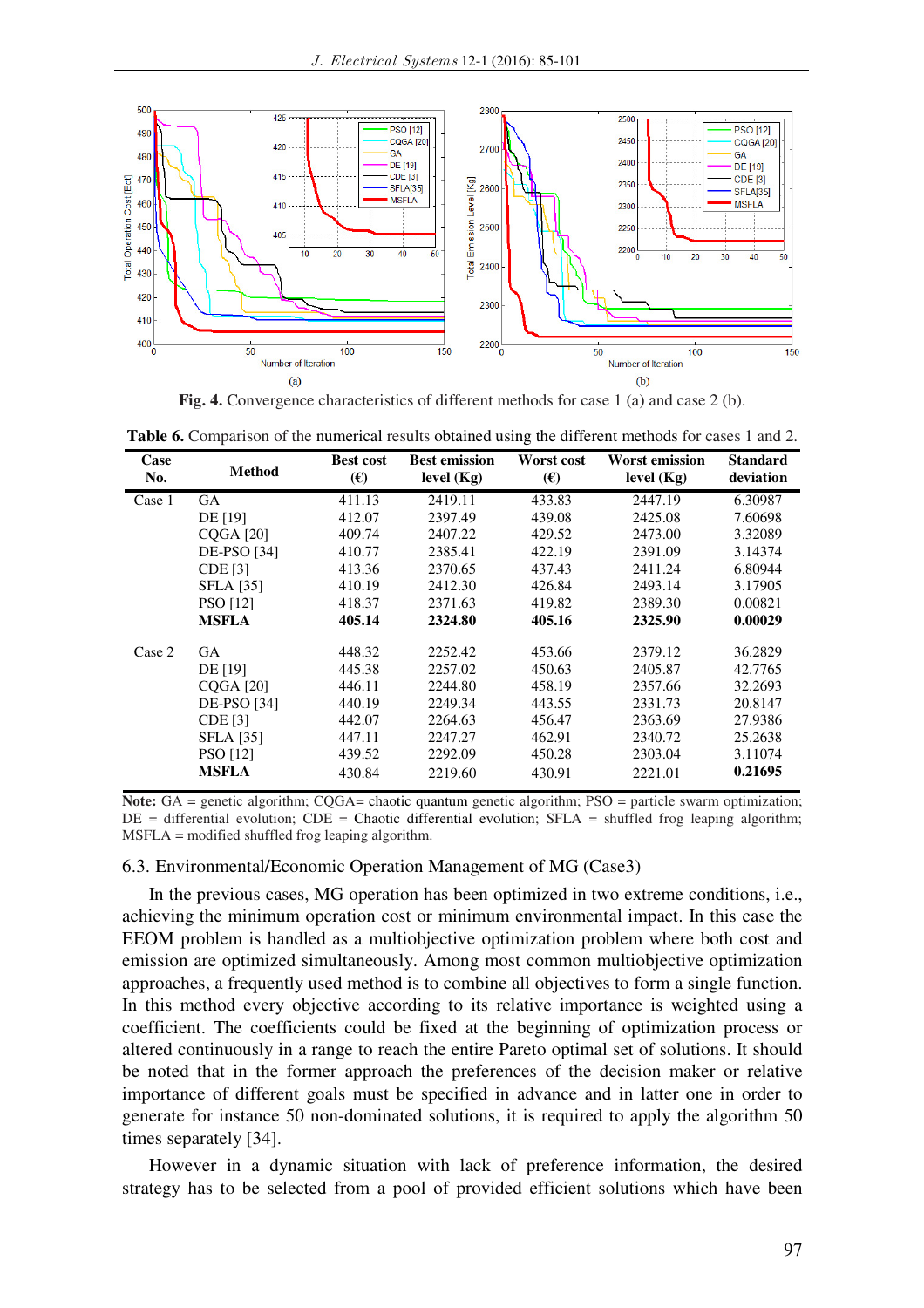Fig. 4. Convergence characteristics of different methods for case 1 (a) and case 2 (b).

Table 6. Comparison of the numerical results obtained using the different methods for cases 1 and 2.

| Case No. | Method | Best cost (€) | Best emission level (Kg) | Worst cost (€) | Worst emission level (Kg) | Standard deviation |
|---|---|---|---|---|---|---|
| Case 1 | GA | 411.13 | 2419.11 | 433.83 | 2447.19 | 6.30987 |
| | DE [19] | 412.07 | 2397.49 | 439.08 | 2425.08 | 7.60698 |
| | CQGA [20] | 409.74 | 2407.22 | 429.52 | 2473.00 | 3.32089 |
| | DE-PSO [34] | 410.77 | 2385.41 | 422.19 | 2391.09 | 3.14374 |
| | CDE [3] | 413.36 | 2370.65 | 437.43 | 2411.24 | 6.80944 |
| | SFLA [35] | 410.19 | 2412.30 | 426.84 | 2493.14 | 3.17905 |
| | PSO [12] | 418.37 | 2371.63 | 419.82 | 2389.30 | 0.00821 |
| | **MSFLA** | **405.14** | **2324.80** | **405.16** | **2325.90** | **0.00029** |
| Case 2 | GA | 448.32 | 2252.42 | 453.66 | 2379.12 | 36.2829 |
| | DE [19] | 445.38 | 2257.02 | 450.63 | 2405.87 | 42.7765 |
| | CQGA [20] | 446.11 | 2244.80 | 458.19 | 2357.66 | 32.2693 |
| | DE-PSO [34] | 440.19 | 2249.34 | 443.55 | 2331.73 | 20.8147 |
| | CDE [3] | 442.07 | 2264.63 | 456.47 | 2363.69 | 27.9386 |
| | SFLA [35] | 447.11 | 2247.27 | 462.91 | 2340.72 | 25.2638 |
| | PSO [12] | 439.52 | 2292.09 | 450.28 | 2303.04 | 3.11074 |
| | **MSFLA** | 430.84 | 2219.60 | 430.91 | 2221.01 | **0.21695** |

**Note:** GA = genetic algorithm; CQGA= chaotic quantum genetic algorithm; PSO = particle swarm optimization; DE = differential evolution; CDE = Chaotic differential evolution; SFLA = shuffled frog leaping algorithm; MSFLA = modified shuffled frog leaping algorithm.

### 6.3. Environmental/Economic Operation Management of MG (Case3)

In the previous cases, MG operation has been optimized in two extreme conditions, i.e., achieving the minimum operation cost or minimum environmental impact. In this case the EEOM problem is handled as a multiobjective optimization problem where both cost and emission are optimized simultaneously. Among most common multiobjective optimization approaches, a frequently used method is to combine all objectives to form a single function. In this method every objective according to its relative importance is weighted using a coefficient. The coefficients could be fixed at the beginning of optimization process or altered continuously in a range to reach the entire Pareto optimal set of solutions. It should be noted that in the former approach the preferences of the decision maker or relative importance of different goals must be specified in advance and in latter one in order to generate for instance 50 non-dominated solutions, it is required to apply the algorithm 50 times separately [34].

However in a dynamic situation with lack of preference information, the desired strategy has to be selected from a pool of provided efficient solutions which have been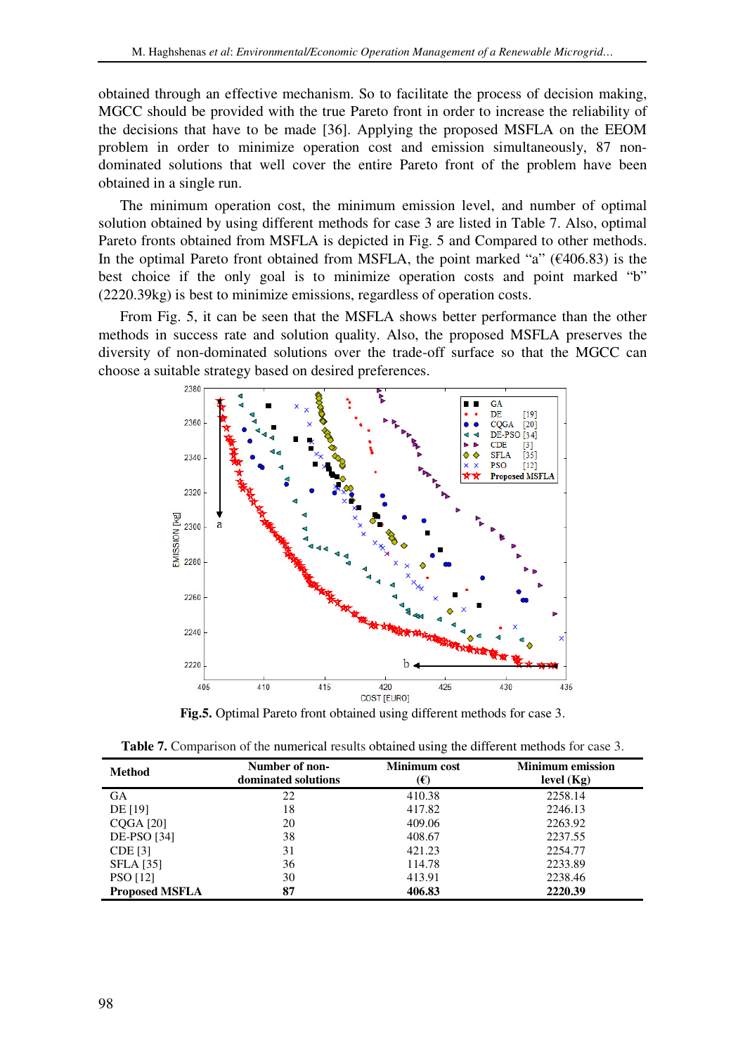obtained through an effective mechanism. So to facilitate the process of decision making, MGCC should be provided with the true Pareto front in order to increase the reliability of the decisions that have to be made [36]. Applying the proposed MSFLA on the EEOM problem in order to minimize operation cost and emission simultaneously, 87 non-dominated solutions that well cover the entire Pareto front of the problem have been obtained in a single run.

The minimum operation cost, the minimum emission level, and number of optimal solution obtained by using different methods for case 3 are listed in Table 7. Also, optimal Pareto fronts obtained from MSFLA is depicted in Fig. 5 and Compared to other methods. In the optimal Pareto front obtained from MSFLA, the point marked "a" (€406.83) is the best choice if the only goal is to minimize operation costs and point marked "b" (2220.39kg) is best to minimize emissions, regardless of operation costs.

From Fig. 5, it can be seen that the MSFLA shows better performance than the other methods in success rate and solution quality. Also, the proposed MSFLA preserves the diversity of non-dominated solutions over the trade-off surface so that the MGCC can choose a suitable strategy based on desired preferences.

**Fig.5.** Optimal Pareto front obtained using different methods for case 3.

**Table 7.** Comparison of the numerical results obtained using the different methods for case 3.

| Method | Number of non-dominated solutions | Minimum cost (€) | Minimum emission level (Kg) |
|---|---|---|---|
| GA | 22 | 410.38 | 2258.14 |
| DE [19] | 18 | 417.82 | 2246.13 |
| CQGA [20] | 20 | 409.06 | 2263.92 |
| DE-PSO [34] | 38 | 408.67 | 2237.55 |
| CDE [3] | 31 | 421.23 | 2254.77 |
| SFLA [35] | 36 | 114.78 | 2233.89 |
| PSO [12] | 30 | 413.91 | 2238.46 |
| **Proposed MSFLA** | **87** | **406.83** | **2220.39** |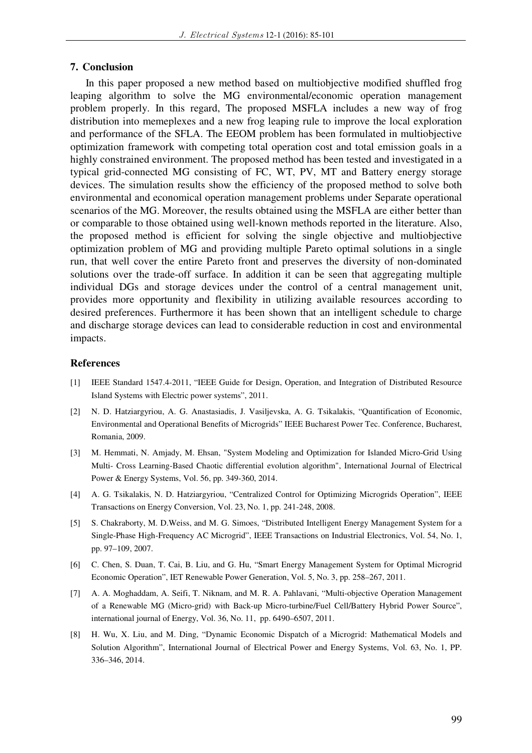## 7. Conclusion

In this paper proposed a new method based on multiobjective modified shuffled frog leaping algorithm to solve the MG environmental/economic operation management problem properly. In this regard, The proposed MSFLA includes a new way of frog distribution into memeplexes and a new frog leaping rule to improve the local exploration and performance of the SFLA. The EEOM problem has been formulated in multiobjective optimization framework with competing total operation cost and total emission goals in a highly constrained environment. The proposed method has been tested and investigated in a typical grid-connected MG consisting of FC, WT, PV, MT and Battery energy storage devices. The simulation results show the efficiency of the proposed method to solve both environmental and economical operation management problems under Separate operational scenarios of the MG. Moreover, the results obtained using the MSFLA are either better than or comparable to those obtained using well-known methods reported in the literature. Also, the proposed method is efficient for solving the single objective and multiobjective optimization problem of MG and providing multiple Pareto optimal solutions in a single run, that well cover the entire Pareto front and preserves the diversity of non-dominated solutions over the trade-off surface. In addition it can be seen that aggregating multiple individual DGs and storage devices under the control of a central management unit, provides more opportunity and flexibility in utilizing available resources according to desired preferences. Furthermore it has been shown that an intelligent schedule to charge and discharge storage devices can lead to considerable reduction in cost and environmental impacts.

## References

[1] IEEE Standard 1547.4-2011, "IEEE Guide for Design, Operation, and Integration of Distributed Resource Island Systems with Electric power systems", 2011.

[2] N. D. Hatziargyriou, A. G. Anastasiadis, J. Vasiljevska, A. G. Tsikalakis, "Quantification of Economic, Environmental and Operational Benefits of Microgrids" IEEE Bucharest Power Tec. Conference, Bucharest, Romania, 2009.

[3] M. Hemmati, N. Amjady, M. Ehsan, "System Modeling and Optimization for Islanded Micro-Grid Using Multi- Cross Learning-Based Chaotic differential evolution algorithm", International Journal of Electrical Power & Energy Systems, Vol. 56, pp. 349-360, 2014.

[4] A. G. Tsikalakis, N. D. Hatziargyriou, "Centralized Control for Optimizing Microgrids Operation", IEEE Transactions on Energy Conversion, Vol. 23, No. 1, pp. 241-248, 2008.

[5] S. Chakraborty, M. D.Weiss, and M. G. Simoes, "Distributed Intelligent Energy Management System for a Single-Phase High-Frequency AC Microgrid", IEEE Transactions on Industrial Electronics, Vol. 54, No. 1, pp. 97–109, 2007.

[6] C. Chen, S. Duan, T. Cai, B. Liu, and G. Hu, "Smart Energy Management System for Optimal Microgrid Economic Operation", IET Renewable Power Generation, Vol. 5, No. 3, pp. 258–267, 2011.

[7] A. A. Moghaddam, A. Seifi, T. Niknam, and M. R. A. Pahlavani, "Multi-objective Operation Management of a Renewable MG (Micro-grid) with Back-up Micro-turbine/Fuel Cell/Battery Hybrid Power Source", international journal of Energy, Vol. 36, No. 11, pp. 6490–6507, 2011.

[8] H. Wu, X. Liu, and M. Ding, "Dynamic Economic Dispatch of a Microgrid: Mathematical Models and Solution Algorithm", International Journal of Electrical Power and Energy Systems, Vol. 63, No. 1, PP. 336–346, 2014.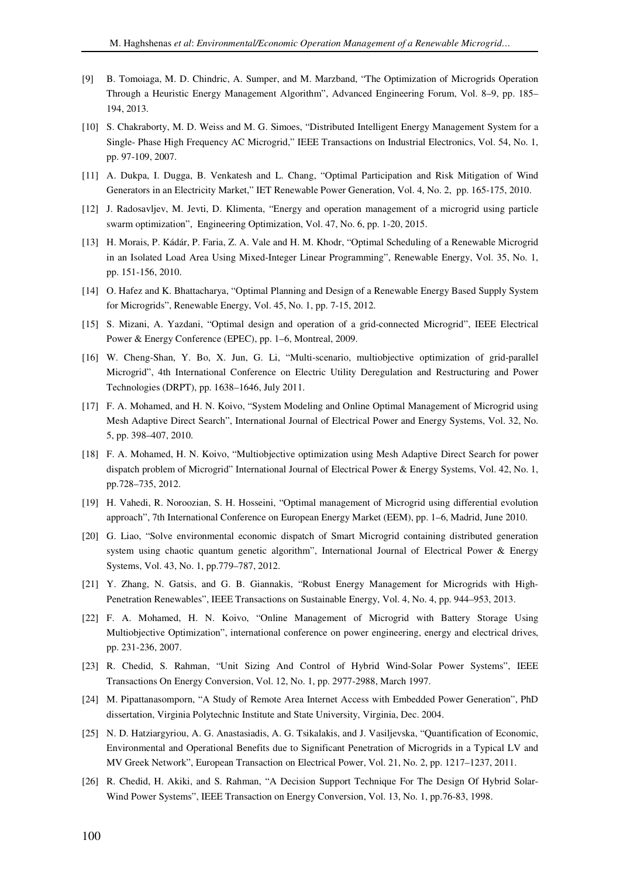[9] B. Tomoiaga, M. D. Chindric, A. Sumper, and M. Marzband, "The Optimization of Microgrids Operation Through a Heuristic Energy Management Algorithm", Advanced Engineering Forum, Vol. 8–9, pp. 185–194, 2013.

[10] S. Chakraborty, M. D. Weiss and M. G. Simoes, "Distributed Intelligent Energy Management System for a Single- Phase High Frequency AC Microgrid," IEEE Transactions on Industrial Electronics, Vol. 54, No. 1, pp. 97-109, 2007.

[11] A. Dukpa, I. Dugga, B. Venkatesh and L. Chang, "Optimal Participation and Risk Mitigation of Wind Generators in an Electricity Market," IET Renewable Power Generation, Vol. 4, No. 2, pp. 165-175, 2010.

[12] J. Radosavljev, M. Jevti, D. Klimenta, "Energy and operation management of a microgrid using particle swarm optimization", Engineering Optimization, Vol. 47, No. 6, pp. 1-20, 2015.

[13] H. Morais, P. Kádár, P. Faria, Z. A. Vale and H. M. Khodr, "Optimal Scheduling of a Renewable Microgrid in an Isolated Load Area Using Mixed-Integer Linear Programming", Renewable Energy, Vol. 35, No. 1, pp. 151-156, 2010.

[14] O. Hafez and K. Bhattacharya, "Optimal Planning and Design of a Renewable Energy Based Supply System for Microgrids", Renewable Energy, Vol. 45, No. 1, pp. 7-15, 2012.

[15] S. Mizani, A. Yazdani, "Optimal design and operation of a grid-connected Microgrid", IEEE Electrical Power & Energy Conference (EPEC), pp. 1–6, Montreal, 2009.

[16] W. Cheng-Shan, Y. Bo, X. Jun, G. Li, "Multi-scenario, multiobjective optimization of grid-parallel Microgrid", 4th International Conference on Electric Utility Deregulation and Restructuring and Power Technologies (DRPT), pp. 1638–1646, July 2011.

[17] F. A. Mohamed, and H. N. Koivo, "System Modeling and Online Optimal Management of Microgrid using Mesh Adaptive Direct Search", International Journal of Electrical Power and Energy Systems, Vol. 32, No. 5, pp. 398–407, 2010.

[18] F. A. Mohamed, H. N. Koivo, "Multiobjective optimization using Mesh Adaptive Direct Search for power dispatch problem of Microgrid" International Journal of Electrical Power & Energy Systems, Vol. 42, No. 1, pp.728–735, 2012.

[19] H. Vahedi, R. Noroozian, S. H. Hosseini, "Optimal management of Microgrid using differential evolution approach", 7th International Conference on European Energy Market (EEM), pp. 1–6, Madrid, June 2010.

[20] G. Liao, "Solve environmental economic dispatch of Smart Microgrid containing distributed generation system using chaotic quantum genetic algorithm", International Journal of Electrical Power & Energy Systems, Vol. 43, No. 1, pp.779–787, 2012.

[21] Y. Zhang, N. Gatsis, and G. B. Giannakis, "Robust Energy Management for Microgrids with High-Penetration Renewables", IEEE Transactions on Sustainable Energy, Vol. 4, No. 4, pp. 944–953, 2013.

[22] F. A. Mohamed, H. N. Koivo, "Online Management of Microgrid with Battery Storage Using Multiobjective Optimization", international conference on power engineering, energy and electrical drives, pp. 231-236, 2007.

[23] R. Chedid, S. Rahman, "Unit Sizing And Control of Hybrid Wind-Solar Power Systems", IEEE Transactions On Energy Conversion, Vol. 12, No. 1, pp. 2977-2988, March 1997.

[24] M. Pipattanasomporn, "A Study of Remote Area Internet Access with Embedded Power Generation", PhD dissertation, Virginia Polytechnic Institute and State University, Virginia, Dec. 2004.

[25] N. D. Hatziargyriou, A. G. Anastasiadis, A. G. Tsikalakis, and J. Vasiljevska, "Quantification of Economic, Environmental and Operational Benefits due to Significant Penetration of Microgrids in a Typical LV and MV Greek Network", European Transaction on Electrical Power, Vol. 21, No. 2, pp. 1217–1237, 2011.

[26] R. Chedid, H. Akiki, and S. Rahman, "A Decision Support Technique For The Design Of Hybrid Solar-Wind Power Systems", IEEE Transaction on Energy Conversion, Vol. 13, No. 1, pp.76-83, 1998.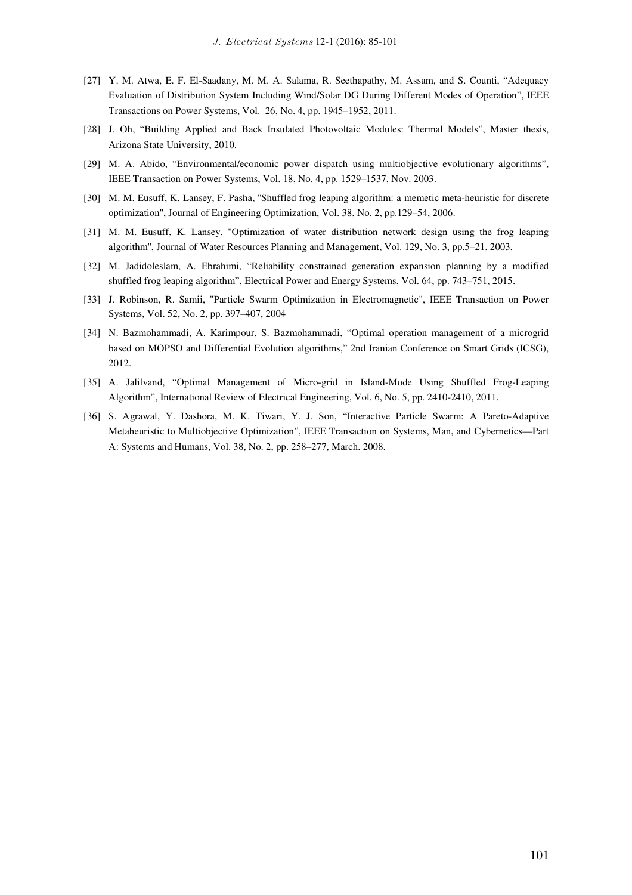[27] Y. M. Atwa, E. F. El-Saadany, M. M. A. Salama, R. Seethapathy, M. Assam, and S. Counti, “Adequacy Evaluation of Distribution System Including Wind/Solar DG During Different Modes of Operation”, IEEE Transactions on Power Systems, Vol. 26, No. 4, pp. 1945–1952, 2011.

[28] J. Oh, “Building Applied and Back Insulated Photovoltaic Modules: Thermal Models”, Master thesis, Arizona State University, 2010.

[29] M. A. Abido, “Environmental/economic power dispatch using multiobjective evolutionary algorithms”, IEEE Transaction on Power Systems, Vol. 18, No. 4, pp. 1529–1537, Nov. 2003.

[30] M. M. Eusuff, K. Lansey, F. Pasha, "Shuffled frog leaping algorithm: a memetic meta-heuristic for discrete optimization", Journal of Engineering Optimization, Vol. 38, No. 2, pp.129–54, 2006.

[31] M. M. Eusuff, K. Lansey, "Optimization of water distribution network design using the frog leaping algorithm", Journal of Water Resources Planning and Management, Vol. 129, No. 3, pp.5–21, 2003.

[32] M. Jadidoleslam, A. Ebrahimi, “Reliability constrained generation expansion planning by a modified shuffled frog leaping algorithm”, Electrical Power and Energy Systems, Vol. 64, pp. 743–751, 2015.

[33] J. Robinson, R. Samii, "Particle Swarm Optimization in Electromagnetic", IEEE Transaction on Power Systems, Vol. 52, No. 2, pp. 397–407, 2004

[34] N. Bazmohammadi, A. Karimpour, S. Bazmohammadi, “Optimal operation management of a microgrid based on MOPSO and Differential Evolution algorithms,” 2nd Iranian Conference on Smart Grids (ICSG), 2012.

[35] A. Jalilvand, “Optimal Management of Micro-grid in Island-Mode Using Shuffled Frog-Leaping Algorithm”, International Review of Electrical Engineering, Vol. 6, No. 5, pp. 2410-2410, 2011.

[36] S. Agrawal, Y. Dashora, M. K. Tiwari, Y. J. Son, “Interactive Particle Swarm: A Pareto-Adaptive Metaheuristic to Multiobjective Optimization”, IEEE Transaction on Systems, Man, and Cybernetics—Part A: Systems and Humans, Vol. 38, No. 2, pp. 258–277, March. 2008.